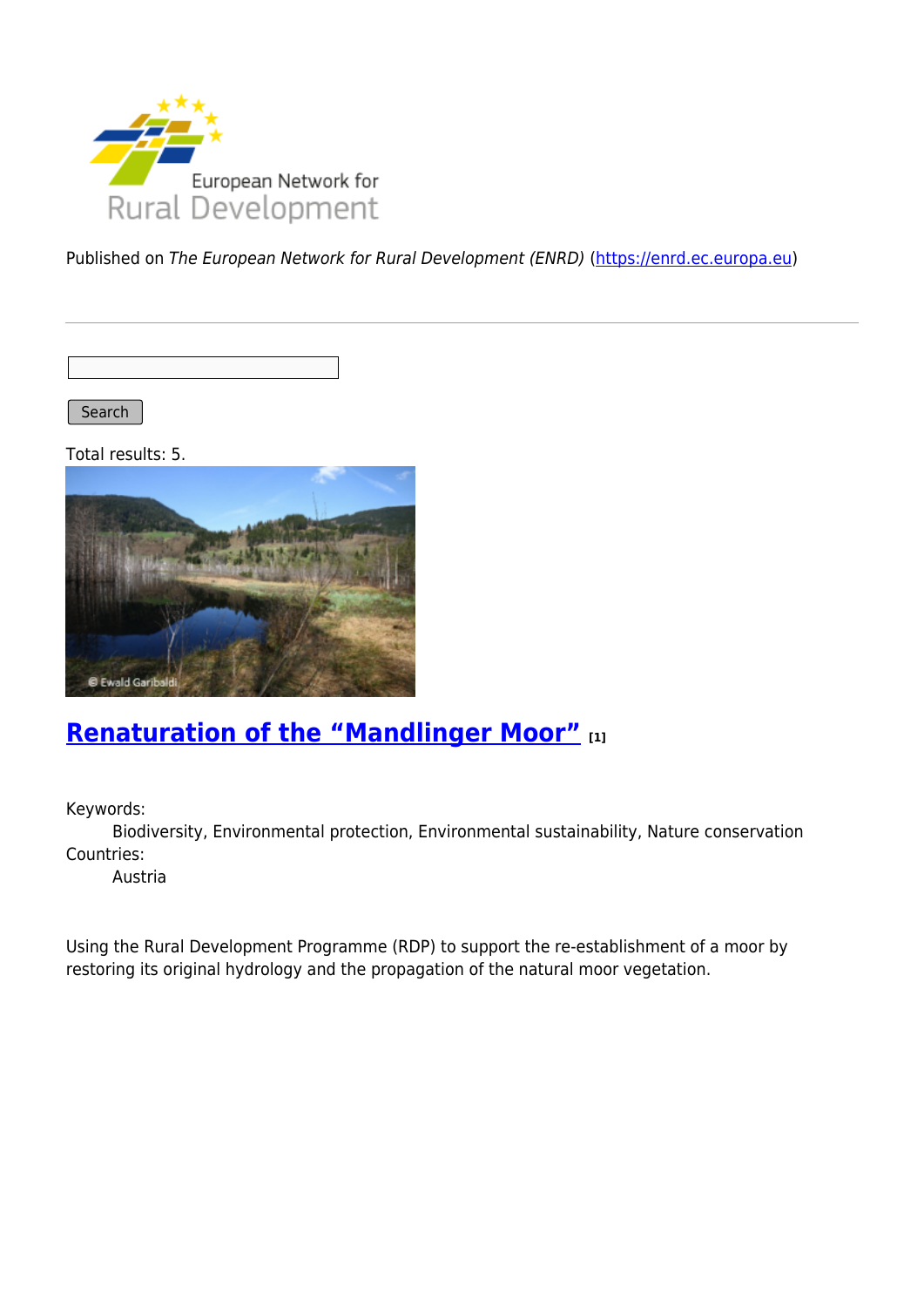Published on *The European Network for Rural Development (ENRD)* (https://enrd.ec.europa.eu)

Search

Total results: 5.

## Renaturation of the “Mandlinger Moor” [1]

Keywords:
    Biodiversity, Environmental protection, Environmental sustainability, Nature conservation
Countries:
    Austria

Using the Rural Development Programme (RDP) to support the re-establishment of a moor by restoring its original hydrology and the propagation of the natural moor vegetation.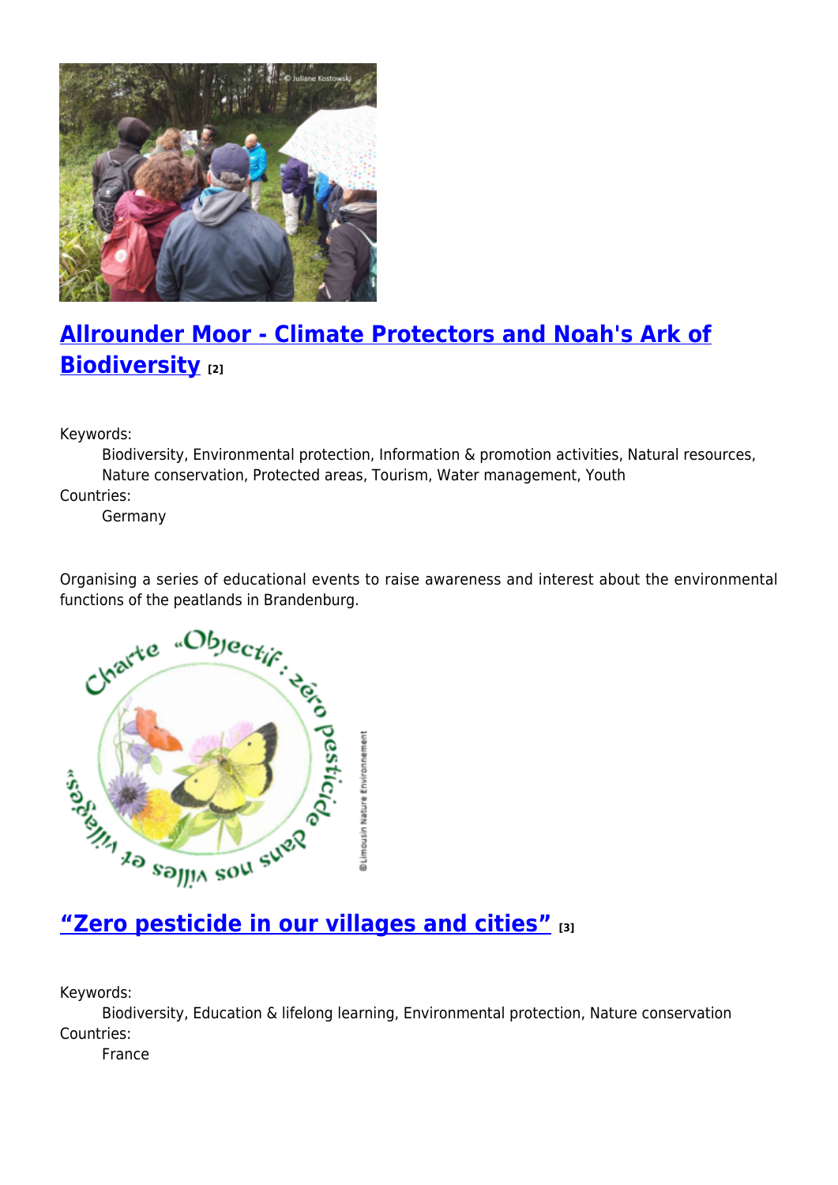## Allrounder Moor - Climate Protectors and Noah's Ark of Biodiversity [2]

Keywords:
Biodiversity, Environmental protection, Information & promotion activities, Natural resources, Nature conservation, Protected areas, Tourism, Water management, Youth

Countries:
Germany

Organising a series of educational events to raise awareness and interest about the environmental functions of the peatlands in Brandenburg.

## “Zero pesticide in our villages and cities” [3]

Keywords:
Biodiversity, Education & lifelong learning, Environmental protection, Nature conservation

Countries:
France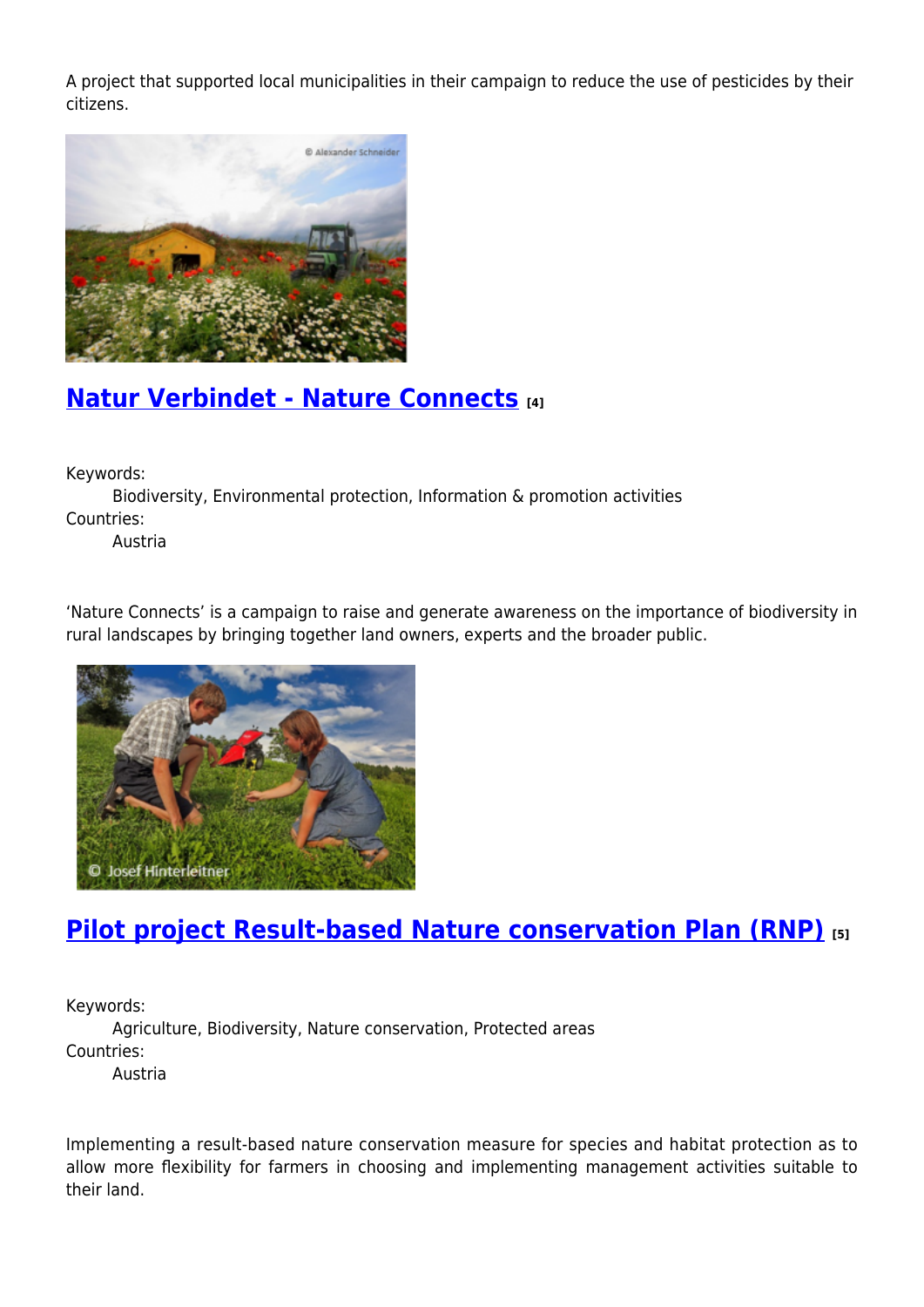A project that supported local municipalities in their campaign to reduce the use of pesticides by their citizens.

## Natur Verbindet - Nature Connects [4]

Keywords:
: Biodiversity, Environmental protection, Information & promotion activities

Countries:
: Austria

'Nature Connects' is a campaign to raise and generate awareness on the importance of biodiversity in rural landscapes by bringing together land owners, experts and the broader public.

## Pilot project Result-based Nature conservation Plan (RNP) [5]

Keywords:
: Agriculture, Biodiversity, Nature conservation, Protected areas

Countries:
: Austria

Implementing a result-based nature conservation measure for species and habitat protection as to allow more flexibility for farmers in choosing and implementing management activities suitable to their land.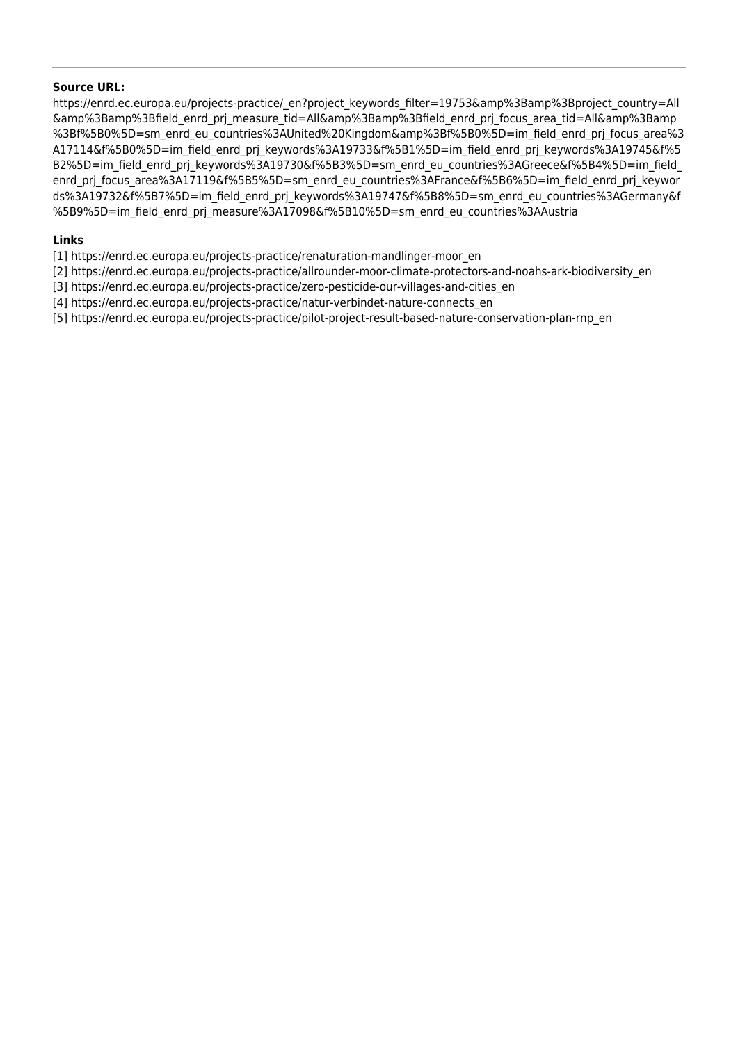**Source URL:**
https://enrd.ec.europa.eu/projects-practice/_en?project_keywords_filter=19753&amp%3Bamp%3Bproject_country=All&amp%3Bamp%3Bfield_enrd_prj_measure_tid=All&amp%3Bamp%3Bfield_enrd_prj_focus_area_tid=All&amp%3Bamp%3Bf%5B0%5D=sm_enrd_eu_countries%3AUnited%20Kingdom&amp%3Bf%5B0%5D=im_field_enrd_prj_focus_area%3A17114&f%5B0%5D=im_field_enrd_prj_keywords%3A19733&f%5B1%5D=im_field_enrd_prj_keywords%3A19745&f%5B2%5D=im_field_enrd_prj_keywords%3A19730&f%5B3%5D=sm_enrd_eu_countries%3AGreece&f%5B4%5D=im_field_enrd_prj_focus_area%3A17119&f%5B5%5D=sm_enrd_eu_countries%3AFrance&f%5B6%5D=im_field_enrd_prj_keywords%3A19732&f%5B7%5D=im_field_enrd_prj_keywords%3A19747&f%5B8%5D=sm_enrd_eu_countries%3AGermany&f%5B9%5D=im_field_enrd_prj_measure%3A17098&f%5B10%5D=sm_enrd_eu_countries%3AAustria

**Links**

[1] https://enrd.ec.europa.eu/projects-practice/renaturation-mandlinger-moor_en
[2] https://enrd.ec.europa.eu/projects-practice/allrounder-moor-climate-protectors-and-noahs-ark-biodiversity_en
[3] https://enrd.ec.europa.eu/projects-practice/zero-pesticide-our-villages-and-cities_en
[4] https://enrd.ec.europa.eu/projects-practice/natur-verbindet-nature-connects_en
[5] https://enrd.ec.europa.eu/projects-practice/pilot-project-result-based-nature-conservation-plan-rnp_en